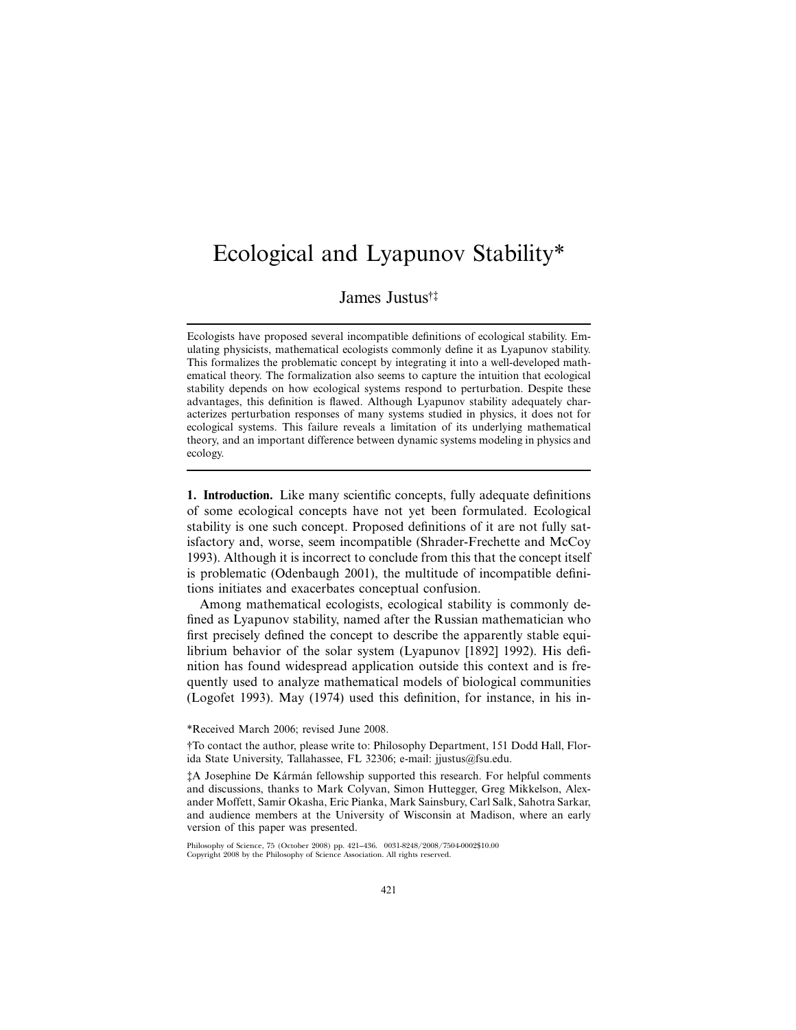# Ecological and Lyapunov Stability*

James Justus[†‡]

Ecologists have proposed several incompatible definitions of ecological stability. Emulating physicists, mathematical ecologists commonly define it as Lyapunov stability. This formalizes the problematic concept by integrating it into a well-developed mathematical theory. The formalization also seems to capture the intuition that ecological stability depends on how ecological systems respond to perturbation. Despite these advantages, this definition is flawed. Although Lyapunov stability adequately characterizes perturbation responses of many systems studied in physics, it does not for ecological systems. This failure reveals a limitation of its underlying mathematical theory, and an important difference between dynamic systems modeling in physics and ecology.

**1. Introduction.** Like many scientific concepts, fully adequate definitions of some ecological concepts have not yet been formulated. Ecological stability is one such concept. Proposed definitions of it are not fully satisfactory and, worse, seem incompatible (Shrader-Frechette and McCoy 1993). Although it is incorrect to conclude from this that the concept itself is problematic (Odenbaugh 2001), the multitude of incompatible definitions initiates and exacerbates conceptual confusion.

Among mathematical ecologists, ecological stability is commonly defined as Lyapunov stability, named after the Russian mathematician who first precisely defined the concept to describe the apparently stable equilibrium behavior of the solar system (Lyapunov [1892] 1992). His definition has found widespread application outside this context and is frequently used to analyze mathematical models of biological communities (Logofet 1993). May (1974) used this definition, for instance, in his in-

*Received March 2006; revised June 2008.

†To contact the author, please write to: Philosophy Department, 151 Dodd Hall, Florida State University, Tallahassee, FL 32306; e-mail: jjustus@fsu.edu.

‡A Josephine De Kármán fellowship supported this research. For helpful comments and discussions, thanks to Mark Colyvan, Simon Huttegger, Greg Mikkelson, Alexander Moffett, Samir Okasha, Eric Pianka, Mark Sainsbury, Carl Salk, Sahotra Sarkar, and audience members at the University of Wisconsin at Madison, where an early version of this paper was presented.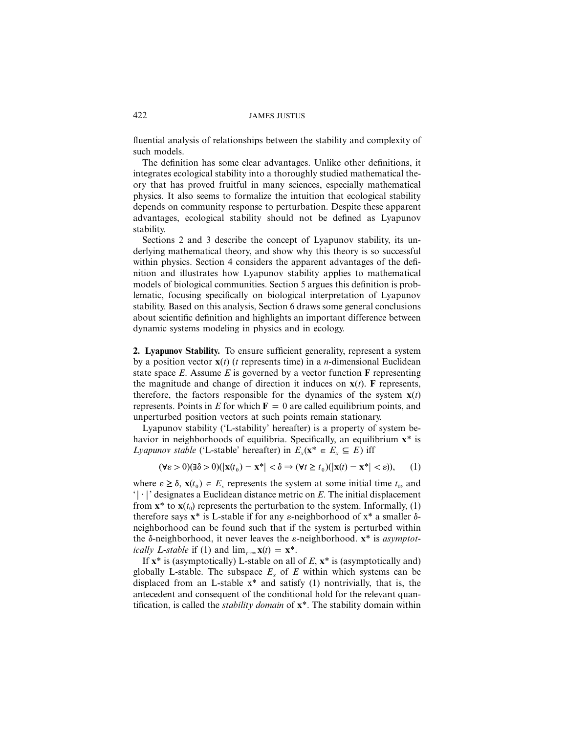fluential analysis of relationships between the stability and complexity of such models.

The definition has some clear advantages. Unlike other definitions, it integrates ecological stability into a thoroughly studied mathematical theory that has proved fruitful in many sciences, especially mathematical physics. It also seems to formalize the intuition that ecological stability depends on community response to perturbation. Despite these apparent advantages, ecological stability should not be defined as Lyapunov stability.

Sections 2 and 3 describe the concept of Lyapunov stability, its underlying mathematical theory, and show why this theory is so successful within physics. Section 4 considers the apparent advantages of the definition and illustrates how Lyapunov stability applies to mathematical models of biological communities. Section 5 argues this definition is problematic, focusing specifically on biological interpretation of Lyapunov stability. Based on this analysis, Section 6 draws some general conclusions about scientific definition and highlights an important difference between dynamic systems modeling in physics and in ecology.

**2. Lyapunov Stability.** To ensure sufficient generality, represent a system by a position vector $\mathbf{x}(t)$ ($t$ represents time) in a $n$-dimensional Euclidean state space $E$. Assume $E$ is governed by a vector function $\mathbf{F}$ representing the magnitude and change of direction it induces on $\mathbf{x}(t)$. $\mathbf{F}$ represents, therefore, the factors responsible for the dynamics of the system $\mathbf{x}(t)$ represents. Points in $E$ for which $\mathbf{F} = 0$ are called equilibrium points, and unperturbed position vectors at such points remain stationary.

Lyapunov stability ('L-stability' hereafter) is a property of system behavior in neighborhoods of equilibria. Specifically, an equilibrium $\mathbf{x}^*$ is *Lyapunov stable* ('L-stable' hereafter) in $E_x (\mathbf{x}^* \in E_x \subseteq E)$ iff

$$(\forall \varepsilon > 0)(\exists \delta > 0)(|\mathbf{x}(t_0) - \mathbf{x}^*| < \delta \Rightarrow (\forall t \geq t_0)(|\mathbf{x}(t) - \mathbf{x}^*| < \varepsilon)), \qquad (1)$$

where $\varepsilon \geq \delta$, $\mathbf{x}(t_0) \in E_x$ represents the system at some initial time $t_0$, and '$|\cdot|$' designates a Euclidean distance metric on $E$. The initial displacement from $\mathbf{x}^*$ to $\mathbf{x}(t_0)$ represents the perturbation to the system. Informally, (1) therefore says $\mathbf{x}^*$ is L-stable if for any $\varepsilon$-neighborhood of $x^*$ a smaller $\delta$-neighborhood can be found such that if the system is perturbed within the $\delta$-neighborhood, it never leaves the $\varepsilon$-neighborhood. $\mathbf{x}^*$ is *asymptotically L-stable* if (1) and $\lim_{t\to\infty} \mathbf{x}(t) = \mathbf{x}^*$.

If $\mathbf{x}^*$ is (asymptotically) L-stable on all of $E$, $\mathbf{x}^*$ is (asymptotically and) globally L-stable. The subspace $E_x$ of $E$ within which systems can be displaced from an L-stable $x^*$ and satisfy (1) nontrivially, that is, the antecedent and consequent of the conditional hold for the relevant quantification, is called the *stability domain* of $\mathbf{x}^*$. The stability domain within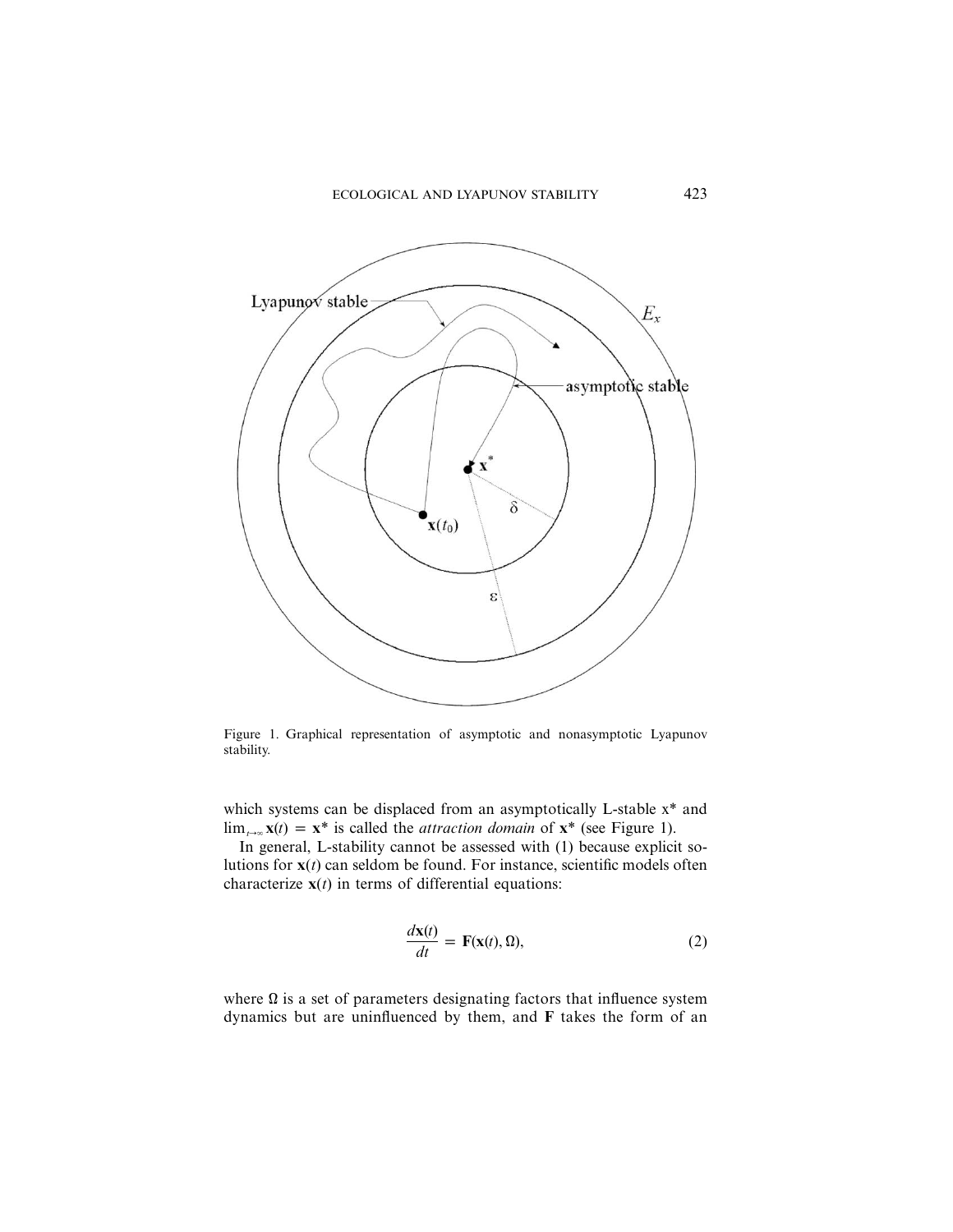Figure 1. Graphical representation of asymptotic and nonasymptotic Lyapunov stability.

which systems can be displaced from an asymptotically L-stable $x^*$ and $\lim_{t \to \infty} \mathbf{x}(t) = \mathbf{x}^*$ is called the *attraction domain* of $\mathbf{x}^*$ (see Figure 1).

In general, L-stability cannot be assessed with (1) because explicit solutions for $\mathbf{x}(t)$ can seldom be found. For instance, scientific models often characterize $\mathbf{x}(t)$ in terms of differential equations:

$$\frac{d\mathbf{x}(t)}{dt} = \mathbf{F}(\mathbf{x}(t), \Omega), \tag{2}$$

where $\Omega$ is a set of parameters designating factors that influence system dynamics but are uninfluenced by them, and $\mathbf{F}$ takes the form of an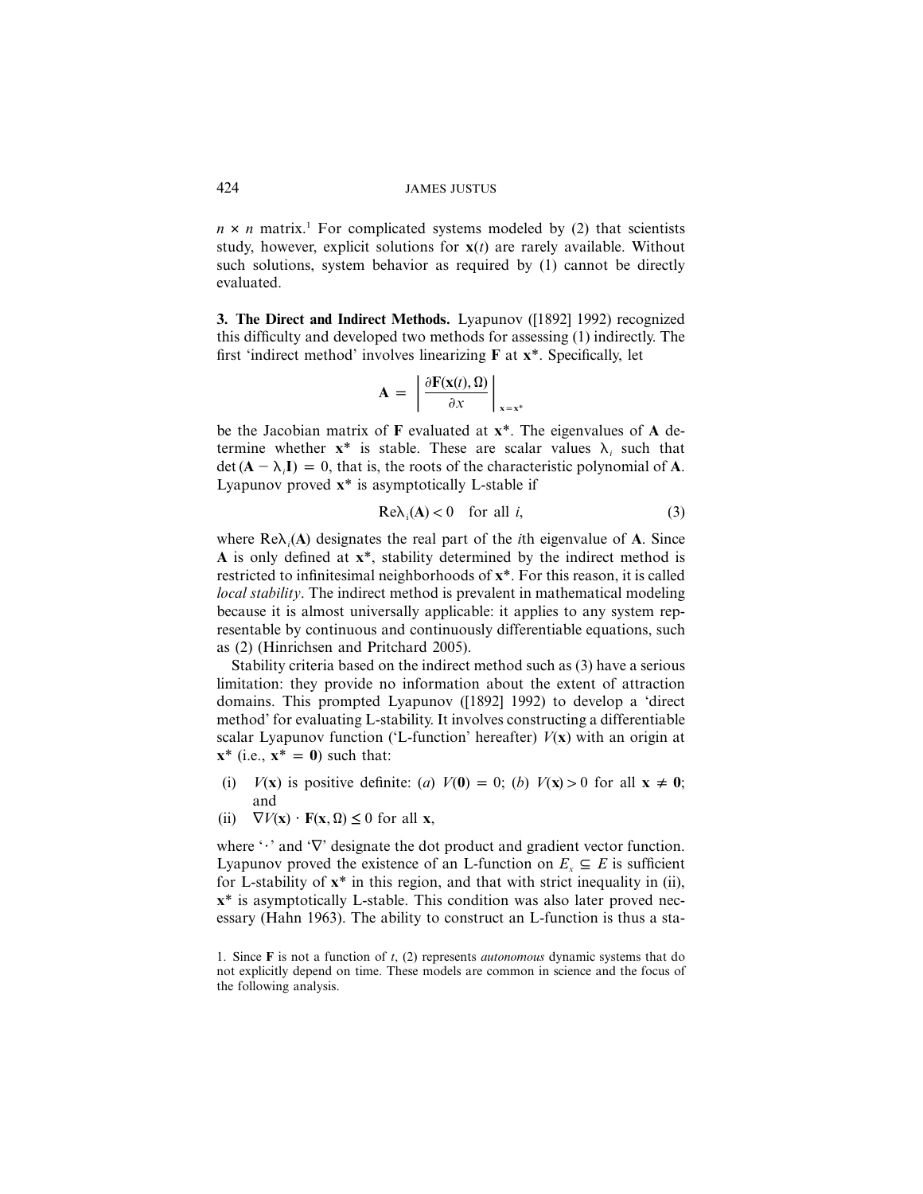$n \times n$ matrix.[1] For complicated systems modeled by (2) that scientists study, however, explicit solutions for $\mathbf{x}(t)$ are rarely available. Without such solutions, system behavior as required by (1) cannot be directly evaluated.

**3. The Direct and Indirect Methods.** Lyapunov ([1892] 1992) recognized this difficulty and developed two methods for assessing (1) indirectly. The first 'indirect method' involves linearizing $\mathbf{F}$ at $\mathbf{x}^*$. Specifically, let

$$\mathbf{A} = \left| \frac{\partial \mathbf{F}(\mathbf{x}(t), \Omega)}{\partial x} \right|_{\mathbf{x}=\mathbf{x}^*}$$

be the Jacobian matrix of $\mathbf{F}$ evaluated at $\mathbf{x}^*$. The eigenvalues of $\mathbf{A}$ determine whether $\mathbf{x}^*$ is stable. These are scalar values $\lambda_i$ such that $\det(\mathbf{A} - \lambda_i \mathbf{I}) = 0$, that is, the roots of the characteristic polynomial of $\mathbf{A}$. Lyapunov proved $\mathbf{x}^*$ is asymptotically L-stable if

$$\text{Re}\lambda_i(\mathbf{A}) < 0 \quad \text{for all } i, \tag{3}$$

where $\text{Re}\lambda_i(\mathbf{A})$ designates the real part of the $i$th eigenvalue of $\mathbf{A}$. Since $\mathbf{A}$ is only defined at $\mathbf{x}^*$, stability determined by the indirect method is restricted to infinitesimal neighborhoods of $\mathbf{x}^*$. For this reason, it is called *local stability*. The indirect method is prevalent in mathematical modeling because it is almost universally applicable: it applies to any system representable by continuous and continuously differentiable equations, such as (2) (Hinrichsen and Pritchard 2005).

Stability criteria based on the indirect method such as (3) have a serious limitation: they provide no information about the extent of attraction domains. This prompted Lyapunov ([1892] 1992) to develop a 'direct method' for evaluating L-stability. It involves constructing a differentiable scalar Lyapunov function ('L-function' hereafter) $V(\mathbf{x})$ with an origin at $\mathbf{x}^*$ (i.e., $\mathbf{x}^* = \mathbf{0}$) such that:

(i) $V(\mathbf{x})$ is positive definite: (*a*) $V(\mathbf{0}) = 0$; (*b*) $V(\mathbf{x}) > 0$ for all $\mathbf{x} \neq \mathbf{0}$; and

(ii) $\nabla V(\mathbf{x}) \cdot \mathbf{F}(\mathbf{x}, \Omega) \leq 0$ for all $\mathbf{x}$,

where '$\cdot$' and '$\nabla$' designate the dot product and gradient vector function. Lyapunov proved the existence of an L-function on $E_x \subseteq E$ is sufficient for L-stability of $\mathbf{x}^*$ in this region, and that with strict inequality in (ii), $\mathbf{x}^*$ is asymptotically L-stable. This condition was also later proved necessary (Hahn 1963). The ability to construct an L-function is thus a sta-

1. Since $\mathbf{F}$ is not a function of $t$, (2) represents *autonomous* dynamic systems that do not explicitly depend on time. These models are common in science and the focus of the following analysis.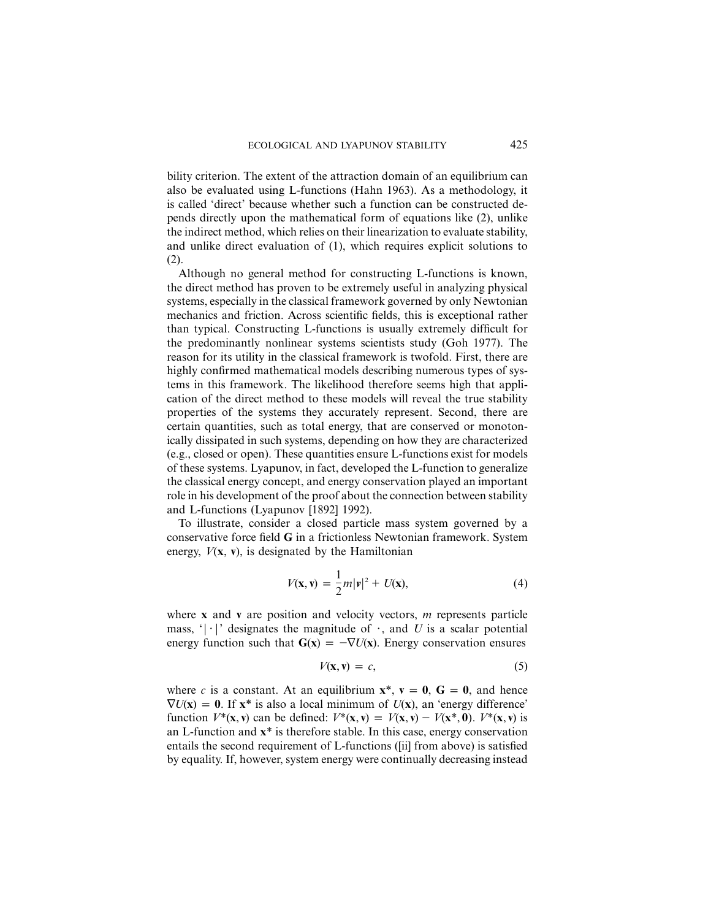bility criterion. The extent of the attraction domain of an equilibrium can also be evaluated using L-functions (Hahn 1963). As a methodology, it is called 'direct' because whether such a function can be constructed depends directly upon the mathematical form of equations like (2), unlike the indirect method, which relies on their linearization to evaluate stability, and unlike direct evaluation of (1), which requires explicit solutions to (2).

Although no general method for constructing L-functions is known, the direct method has proven to be extremely useful in analyzing physical systems, especially in the classical framework governed by only Newtonian mechanics and friction. Across scientific fields, this is exceptional rather than typical. Constructing L-functions is usually extremely difficult for the predominantly nonlinear systems scientists study (Goh 1977). The reason for its utility in the classical framework is twofold. First, there are highly confirmed mathematical models describing numerous types of systems in this framework. The likelihood therefore seems high that application of the direct method to these models will reveal the true stability properties of the systems they accurately represent. Second, there are certain quantities, such as total energy, that are conserved or monotonically dissipated in such systems, depending on how they are characterized (e.g., closed or open). These quantities ensure L-functions exist for models of these systems. Lyapunov, in fact, developed the L-function to generalize the classical energy concept, and energy conservation played an important role in his development of the proof about the connection between stability and L-functions (Lyapunov [1892] 1992).

To illustrate, consider a closed particle mass system governed by a conservative force field $\mathbf{G}$ in a frictionless Newtonian framework. System energy, $V(\mathbf{x}, \mathbf{v})$, is designated by the Hamiltonian

$$V(\mathbf{x}, \mathbf{v}) = \frac{1}{2}m|\mathbf{v}|^2 + U(\mathbf{x}), \tag{4}$$

where $\mathbf{x}$ and $\mathbf{v}$ are position and velocity vectors, $m$ represents particle mass, '$|\cdot|$' designates the magnitude of $\cdot$, and $U$ is a scalar potential energy function such that $\mathbf{G}(\mathbf{x}) = -\nabla U(\mathbf{x})$. Energy conservation ensures

$$V(\mathbf{x}, \mathbf{v}) = c, \tag{5}$$

where $c$ is a constant. At an equilibrium $\mathbf{x}^*$, $\mathbf{v} = \mathbf{0}$, $\mathbf{G} = \mathbf{0}$, and hence $\nabla U(\mathbf{x}) = \mathbf{0}$. If $\mathbf{x}^*$ is also a local minimum of $U(\mathbf{x})$, an 'energy difference' function $V^*(\mathbf{x}, \mathbf{v})$ can be defined: $V^*(\mathbf{x}, \mathbf{v}) = V(\mathbf{x}, \mathbf{v}) - V(\mathbf{x}^*, \mathbf{0})$. $V^*(\mathbf{x}, \mathbf{v})$ is an L-function and $\mathbf{x}^*$ is therefore stable. In this case, energy conservation entails the second requirement of L-functions ([ii] from above) is satisfied by equality. If, however, system energy were continually decreasing instead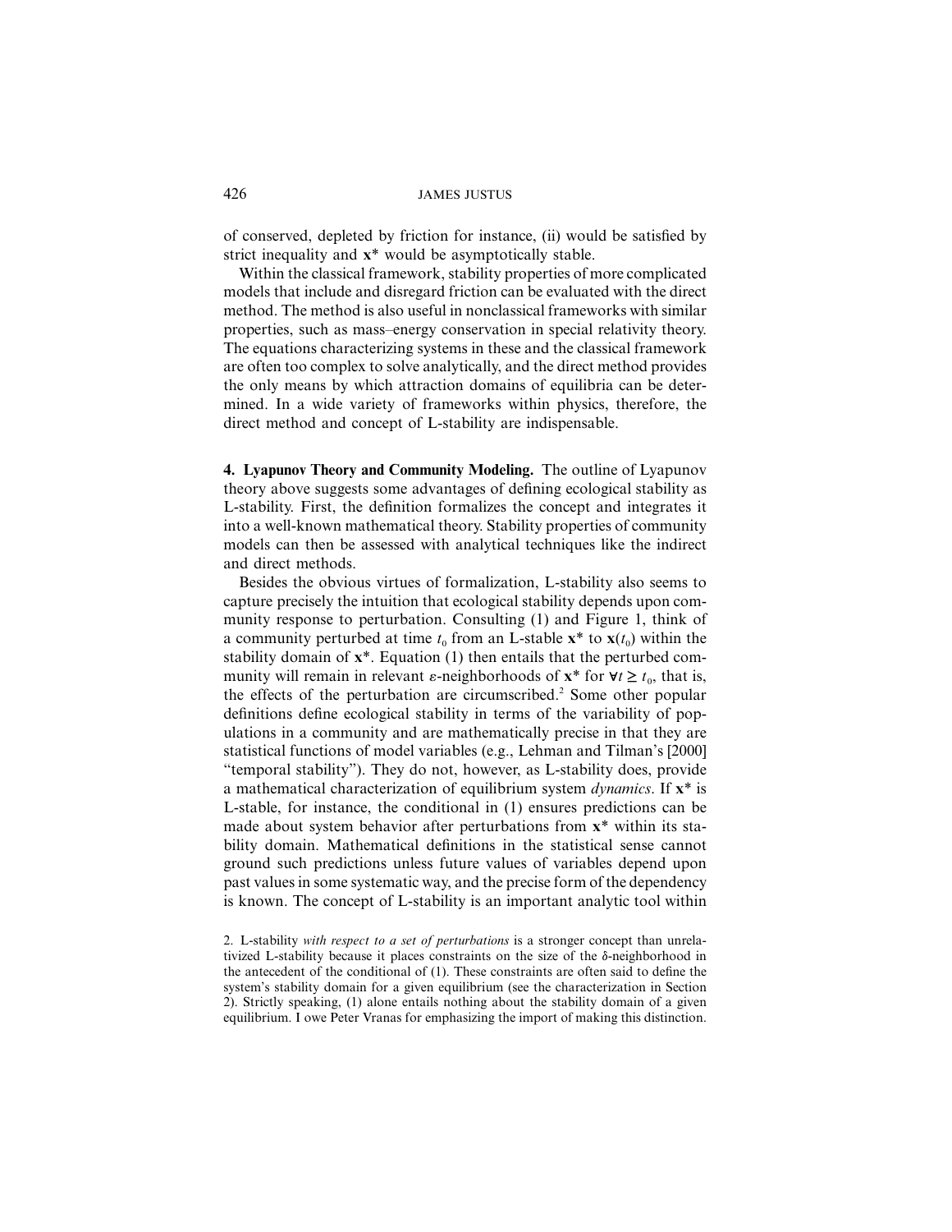of conserved, depleted by friction for instance, (ii) would be satisfied by strict inequality and $\mathbf{x}^*$ would be asymptotically stable.

Within the classical framework, stability properties of more complicated models that include and disregard friction can be evaluated with the direct method. The method is also useful in nonclassical frameworks with similar properties, such as mass–energy conservation in special relativity theory. The equations characterizing systems in these and the classical framework are often too complex to solve analytically, and the direct method provides the only means by which attraction domains of equilibria can be determined. In a wide variety of frameworks within physics, therefore, the direct method and concept of L-stability are indispensable.

**4. Lyapunov Theory and Community Modeling.** The outline of Lyapunov theory above suggests some advantages of defining ecological stability as L-stability. First, the definition formalizes the concept and integrates it into a well-known mathematical theory. Stability properties of community models can then be assessed with analytical techniques like the indirect and direct methods.

Besides the obvious virtues of formalization, L-stability also seems to capture precisely the intuition that ecological stability depends upon community response to perturbation. Consulting (1) and Figure 1, think of a community perturbed at time $t_0$ from an L-stable $\mathbf{x}^*$ to $\mathbf{x}(t_0)$ within the stability domain of $\mathbf{x}^*$. Equation (1) then entails that the perturbed community will remain in relevant $\varepsilon$-neighborhoods of $\mathbf{x}^*$ for $\forall t \geq t_0$, that is, the effects of the perturbation are circumscribed.[2] Some other popular definitions define ecological stability in terms of the variability of populations in a community and are mathematically precise in that they are statistical functions of model variables (e.g., Lehman and Tilman's [2000] "temporal stability"). They do not, however, as L-stability does, provide a mathematical characterization of equilibrium system *dynamics*. If $\mathbf{x}^*$ is L-stable, for instance, the conditional in (1) ensures predictions can be made about system behavior after perturbations from $\mathbf{x}^*$ within its stability domain. Mathematical definitions in the statistical sense cannot ground such predictions unless future values of variables depend upon past values in some systematic way, and the precise form of the dependency is known. The concept of L-stability is an important analytic tool within

2. L-stability *with respect to a set of perturbations* is a stronger concept than unrelativized L-stability because it places constraints on the size of the $\delta$-neighborhood in the antecedent of the conditional of (1). These constraints are often said to define the system's stability domain for a given equilibrium (see the characterization in Section 2). Strictly speaking, (1) alone entails nothing about the stability domain of a given equilibrium. I owe Peter Vranas for emphasizing the import of making this distinction.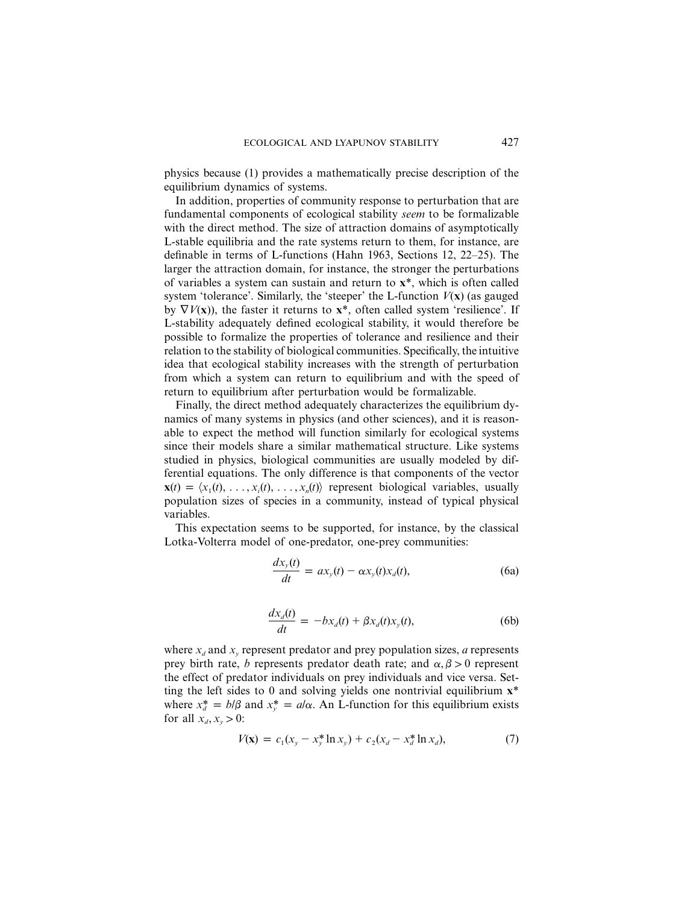physics because (1) provides a mathematically precise description of the equilibrium dynamics of systems.

In addition, properties of community response to perturbation that are fundamental components of ecological stability *seem* to be formalizable with the direct method. The size of attraction domains of asymptotically L-stable equilibria and the rate systems return to them, for instance, are definable in terms of L-functions (Hahn 1963, Sections 12, 22–25). The larger the attraction domain, for instance, the stronger the perturbations of variables a system can sustain and return to $\mathbf{x}^*$, which is often called system 'tolerance'. Similarly, the 'steeper' the L-function $V(\mathbf{x})$ (as gauged by $\nabla V(\mathbf{x})$), the faster it returns to $\mathbf{x}^*$, often called system 'resilience'. If L-stability adequately defined ecological stability, it would therefore be possible to formalize the properties of tolerance and resilience and their relation to the stability of biological communities. Specifically, the intuitive idea that ecological stability increases with the strength of perturbation from which a system can return to equilibrium and with the speed of return to equilibrium after perturbation would be formalizable.

Finally, the direct method adequately characterizes the equilibrium dynamics of many systems in physics (and other sciences), and it is reasonable to expect the method will function similarly for ecological systems since their models share a similar mathematical structure. Like systems studied in physics, biological communities are usually modeled by differential equations. The only difference is that components of the vector $\mathbf{x}(t) = \langle x_1(t), \ldots, x_i(t), \ldots, x_n(t) \rangle$ represent biological variables, usually population sizes of species in a community, instead of typical physical variables.

This expectation seems to be supported, for instance, by the classical Lotka-Volterra model of one-predator, one-prey communities:

$$\frac{dx_y(t)}{dt} = ax_y(t) - \alpha x_y(t)x_d(t), \tag{6a}$$

$$\frac{dx_d(t)}{dt} = -bx_d(t) + \beta x_d(t)x_y(t), \tag{6b}$$

where $x_d$ and $x_y$ represent predator and prey population sizes, $a$ represents prey birth rate, $b$ represents predator death rate; and $\alpha, \beta > 0$ represent the effect of predator individuals on prey individuals and vice versa. Setting the left sides to 0 and solving yields one nontrivial equilibrium $\mathbf{x}^*$ where $x_d^* = b/\beta$ and $x_y^* = a/\alpha$. An L-function for this equilibrium exists for all $x_d, x_y > 0$:

$$V(\mathbf{x}) = c_1(x_y - x_y^* \ln x_y) + c_2(x_d - x_d^* \ln x_d), \tag{7}$$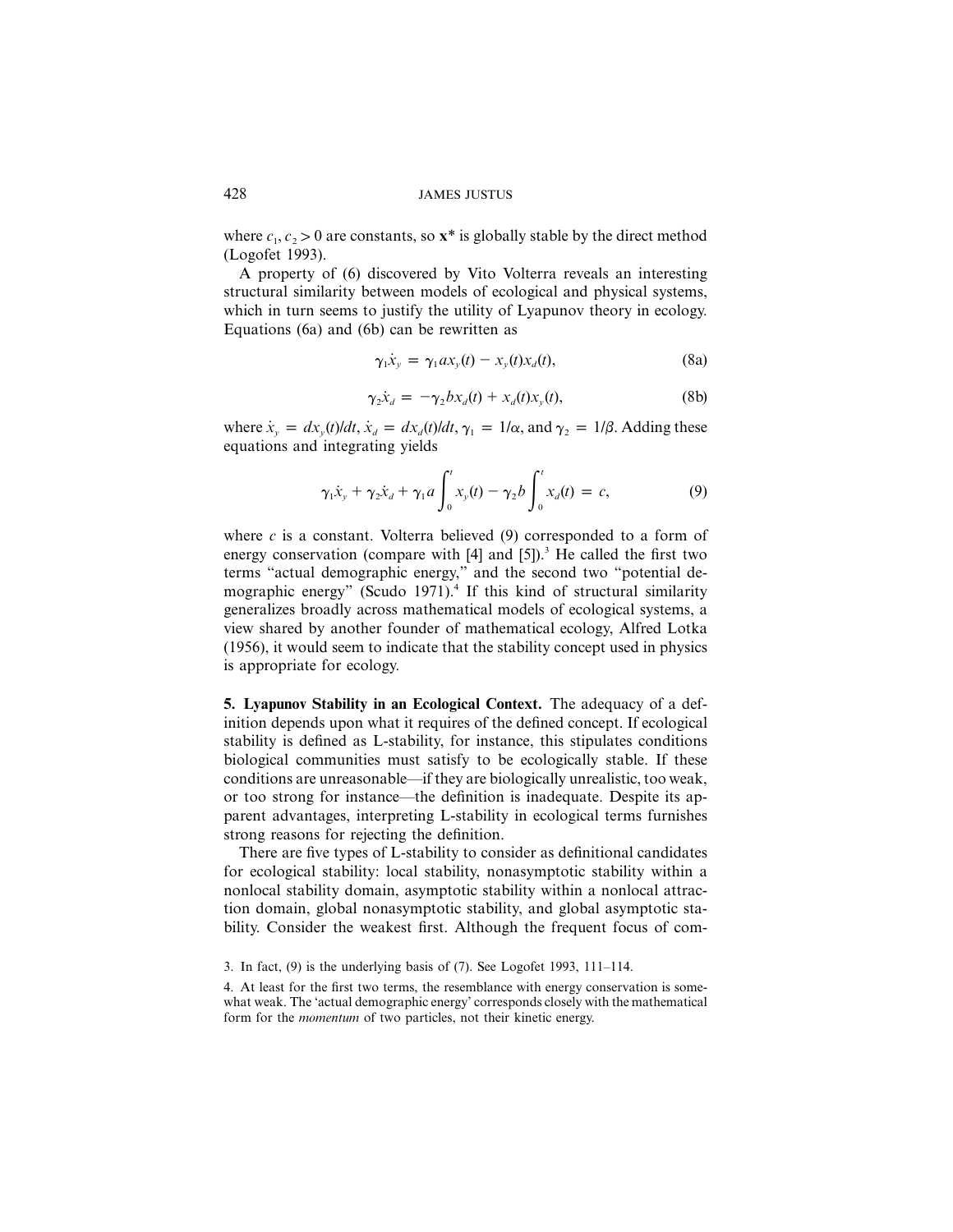where $c_1, c_2 > 0$ are constants, so $\mathbf{x}^*$ is globally stable by the direct method (Logofet 1993).

A property of (6) discovered by Vito Volterra reveals an interesting structural similarity between models of ecological and physical systems, which in turn seems to justify the utility of Lyapunov theory in ecology. Equations (6a) and (6b) can be rewritten as

$$\gamma_1 \dot{x}_y = \gamma_1 a x_y(t) - x_y(t) x_d(t), \tag{8a}$$

$$\gamma_2 \dot{x}_d = -\gamma_2 b x_d(t) + x_d(t) x_y(t), \tag{8b}$$

where $\dot{x}_y = dx_y(t)/dt$, $\dot{x}_d = dx_d(t)/dt$, $\gamma_1 = 1/\alpha$, and $\gamma_2 = 1/\beta$. Adding these equations and integrating yields

$$\gamma_1 \dot{x}_y + \gamma_2 \dot{x}_d + \gamma_1 a \int_0^t x_y(t) - \gamma_2 b \int_0^t x_d(t) = c, \tag{9}$$

where $c$ is a constant. Volterra believed (9) corresponded to a form of energy conservation (compare with [4] and [5]).[3] He called the first two terms "actual demographic energy," and the second two "potential demographic energy" (Scudo 1971).[4] If this kind of structural similarity generalizes broadly across mathematical models of ecological systems, a view shared by another founder of mathematical ecology, Alfred Lotka (1956), it would seem to indicate that the stability concept used in physics is appropriate for ecology.

**5. Lyapunov Stability in an Ecological Context.** The adequacy of a definition depends upon what it requires of the defined concept. If ecological stability is defined as L-stability, for instance, this stipulates conditions biological communities must satisfy to be ecologically stable. If these conditions are unreasonable—if they are biologically unrealistic, too weak, or too strong for instance—the definition is inadequate. Despite its apparent advantages, interpreting L-stability in ecological terms furnishes strong reasons for rejecting the definition.

There are five types of L-stability to consider as definitional candidates for ecological stability: local stability, nonasymptotic stability within a nonlocal stability domain, asymptotic stability within a nonlocal attraction domain, global nonasymptotic stability, and global asymptotic stability. Consider the weakest first. Although the frequent focus of com-

3. In fact, (9) is the underlying basis of (7). See Logofet 1993, 111–114.

4. At least for the first two terms, the resemblance with energy conservation is somewhat weak. The 'actual demographic energy' corresponds closely with the mathematical form for the *momentum* of two particles, not their kinetic energy.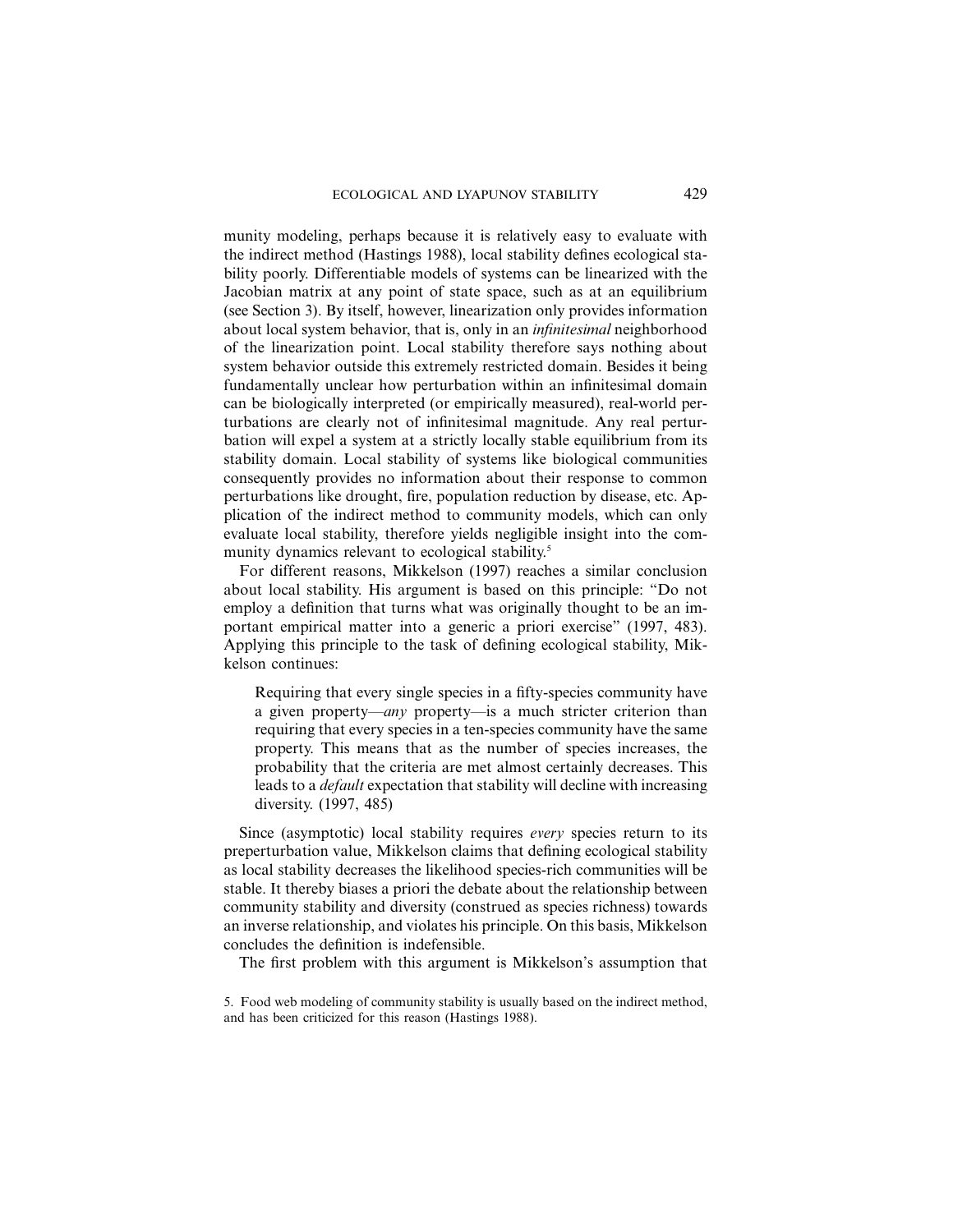munity modeling, perhaps because it is relatively easy to evaluate with the indirect method (Hastings 1988), local stability defines ecological stability poorly. Differentiable models of systems can be linearized with the Jacobian matrix at any point of state space, such as at an equilibrium (see Section 3). By itself, however, linearization only provides information about local system behavior, that is, only in an *infinitesimal* neighborhood of the linearization point. Local stability therefore says nothing about system behavior outside this extremely restricted domain. Besides it being fundamentally unclear how perturbation within an infinitesimal domain can be biologically interpreted (or empirically measured), real-world perturbations are clearly not of infinitesimal magnitude. Any real perturbation will expel a system at a strictly locally stable equilibrium from its stability domain. Local stability of systems like biological communities consequently provides no information about their response to common perturbations like drought, fire, population reduction by disease, etc. Application of the indirect method to community models, which can only evaluate local stability, therefore yields negligible insight into the community dynamics relevant to ecological stability.[5]

For different reasons, Mikkelson (1997) reaches a similar conclusion about local stability. His argument is based on this principle: "Do not employ a definition that turns what was originally thought to be an important empirical matter into a generic a priori exercise" (1997, 483). Applying this principle to the task of defining ecological stability, Mikkelson continues:

> Requiring that every single species in a fifty-species community have a given property—*any* property—is a much stricter criterion than requiring that every species in a ten-species community have the same property. This means that as the number of species increases, the probability that the criteria are met almost certainly decreases. This leads to a *default* expectation that stability will decline with increasing diversity. (1997, 485)

Since (asymptotic) local stability requires *every* species return to its preperturbation value, Mikkelson claims that defining ecological stability as local stability decreases the likelihood species-rich communities will be stable. It thereby biases a priori the debate about the relationship between community stability and diversity (construed as species richness) towards an inverse relationship, and violates his principle. On this basis, Mikkelson concludes the definition is indefensible.

The first problem with this argument is Mikkelson's assumption that

5. Food web modeling of community stability is usually based on the indirect method, and has been criticized for this reason (Hastings 1988).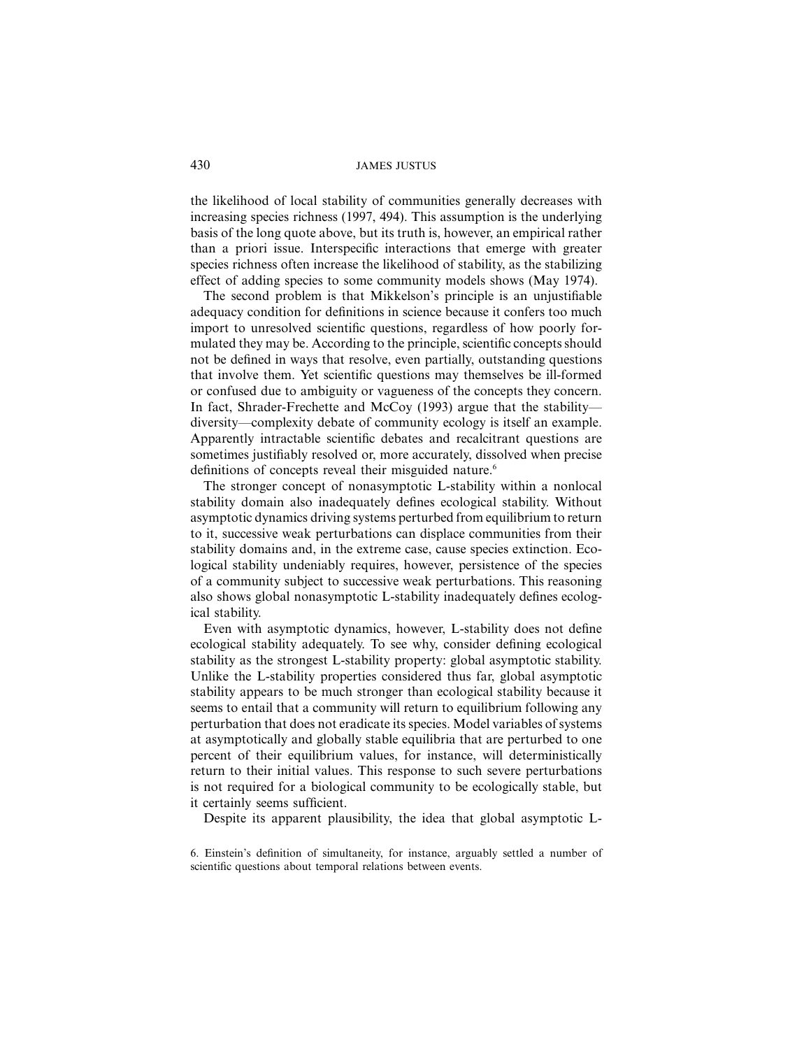the likelihood of local stability of communities generally decreases with increasing species richness (1997, 494). This assumption is the underlying basis of the long quote above, but its truth is, however, an empirical rather than a priori issue. Interspecific interactions that emerge with greater species richness often increase the likelihood of stability, as the stabilizing effect of adding species to some community models shows (May 1974).

The second problem is that Mikkelson's principle is an unjustifiable adequacy condition for definitions in science because it confers too much import to unresolved scientific questions, regardless of how poorly formulated they may be. According to the principle, scientific concepts should not be defined in ways that resolve, even partially, outstanding questions that involve them. Yet scientific questions may themselves be ill-formed or confused due to ambiguity or vagueness of the concepts they concern. In fact, Shrader-Frechette and McCoy (1993) argue that the stability—diversity—complexity debate of community ecology is itself an example. Apparently intractable scientific debates and recalcitrant questions are sometimes justifiably resolved or, more accurately, dissolved when precise definitions of concepts reveal their misguided nature.[6]

The stronger concept of nonasymptotic L-stability within a nonlocal stability domain also inadequately defines ecological stability. Without asymptotic dynamics driving systems perturbed from equilibrium to return to it, successive weak perturbations can displace communities from their stability domains and, in the extreme case, cause species extinction. Ecological stability undeniably requires, however, persistence of the species of a community subject to successive weak perturbations. This reasoning also shows global nonasymptotic L-stability inadequately defines ecological stability.

Even with asymptotic dynamics, however, L-stability does not define ecological stability adequately. To see why, consider defining ecological stability as the strongest L-stability property: global asymptotic stability. Unlike the L-stability properties considered thus far, global asymptotic stability appears to be much stronger than ecological stability because it seems to entail that a community will return to equilibrium following any perturbation that does not eradicate its species. Model variables of systems at asymptotically and globally stable equilibria that are perturbed to one percent of their equilibrium values, for instance, will deterministically return to their initial values. This response to such severe perturbations is not required for a biological community to be ecologically stable, but it certainly seems sufficient.

Despite its apparent plausibility, the idea that global asymptotic L-

6. Einstein's definition of simultaneity, for instance, arguably settled a number of scientific questions about temporal relations between events.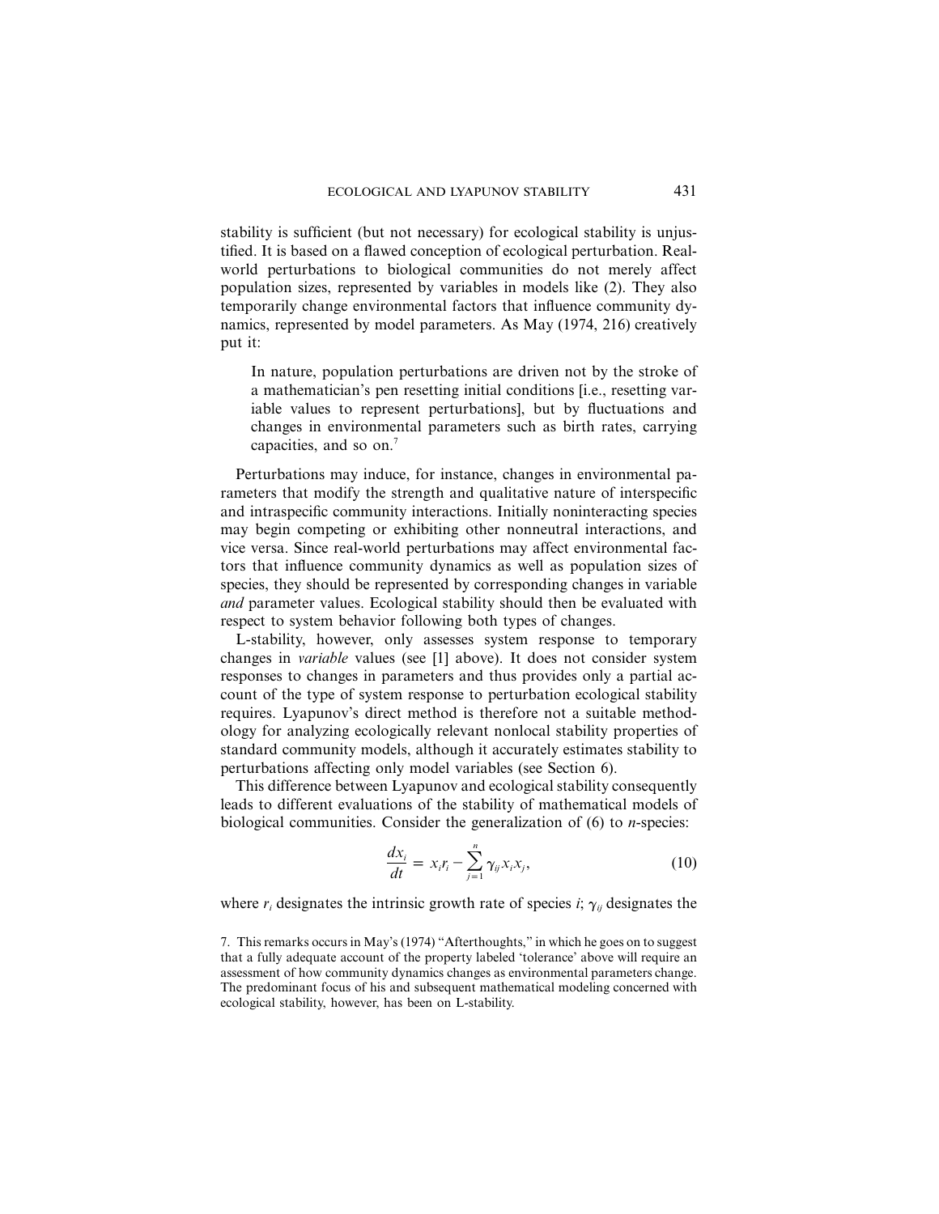stability is sufficient (but not necessary) for ecological stability is unjustified. It is based on a flawed conception of ecological perturbation. Real-world perturbations to biological communities do not merely affect population sizes, represented by variables in models like (2). They also temporarily change environmental factors that influence community dynamics, represented by model parameters. As May (1974, 216) creatively put it:

> In nature, population perturbations are driven not by the stroke of a mathematician's pen resetting initial conditions [i.e., resetting variable values to represent perturbations], but by fluctuations and changes in environmental parameters such as birth rates, carrying capacities, and so on.[7]

Perturbations may induce, for instance, changes in environmental parameters that modify the strength and qualitative nature of interspecific and intraspecific community interactions. Initially noninteracting species may begin competing or exhibiting other nonneutral interactions, and vice versa. Since real-world perturbations may affect environmental factors that influence community dynamics as well as population sizes of species, they should be represented by corresponding changes in variable *and* parameter values. Ecological stability should then be evaluated with respect to system behavior following both types of changes.

L-stability, however, only assesses system response to temporary changes in *variable* values (see [1] above). It does not consider system responses to changes in parameters and thus provides only a partial account of the type of system response to perturbation ecological stability requires. Lyapunov's direct method is therefore not a suitable methodology for analyzing ecologically relevant nonlocal stability properties of standard community models, although it accurately estimates stability to perturbations affecting only model variables (see Section 6).

This difference between Lyapunov and ecological stability consequently leads to different evaluations of the stability of mathematical models of biological communities. Consider the generalization of (6) to $n$-species:

$$\frac{dx_i}{dt} = x_i r_i - \sum_{j=1}^{n} \gamma_{ij} x_i x_j, \tag{10}$$

where $r_i$ designates the intrinsic growth rate of species $i$; $\gamma_{ij}$ designates the

7. This remarks occurs in May's (1974) "Afterthoughts," in which he goes on to suggest that a fully adequate account of the property labeled 'tolerance' above will require an assessment of how community dynamics changes as environmental parameters change. The predominant focus of his and subsequent mathematical modeling concerned with ecological stability, however, has been on L-stability.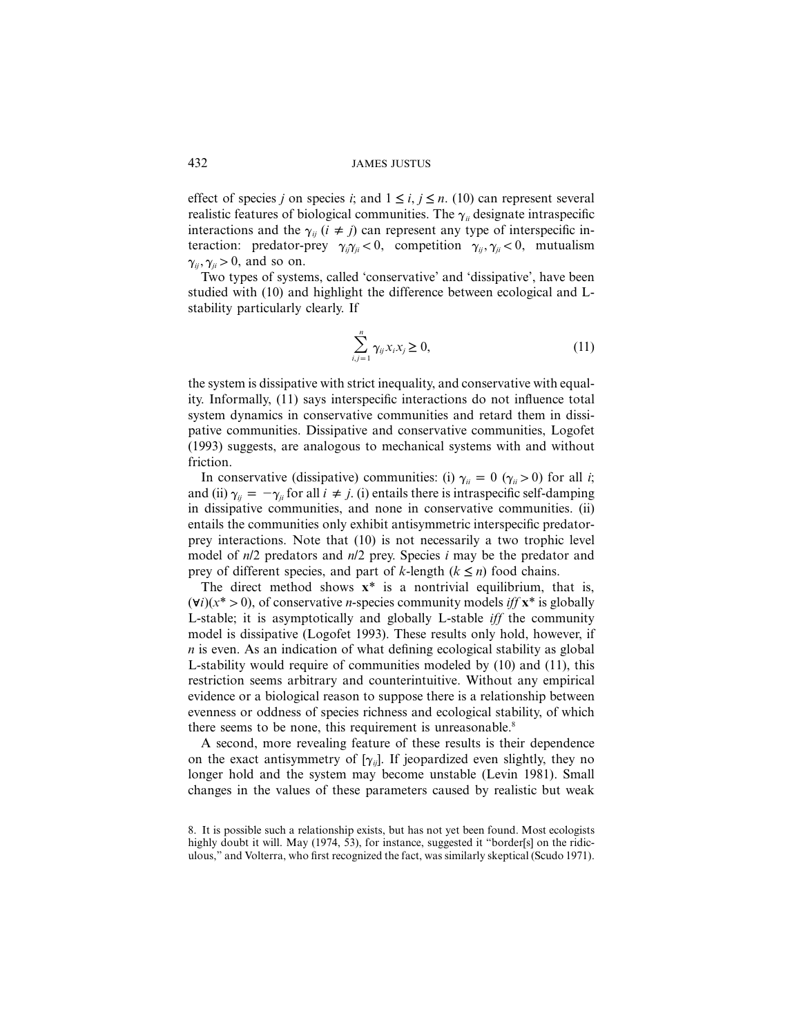effect of species $j$ on species $i$; and $1 \leq i, j \leq n$. (10) can represent several realistic features of biological communities. The $\gamma_{ii}$ designate intraspecific interactions and the $\gamma_{ij}$ ($i \neq j$) can represent any type of interspecific interaction: predator-prey $\gamma_{ij}\gamma_{ji} < 0$, competition $\gamma_{ij}, \gamma_{ji} < 0$, mutualism $\gamma_{ij}, \gamma_{ji} > 0$, and so on.

Two types of systems, called 'conservative' and 'dissipative', have been studied with (10) and highlight the difference between ecological and L-stability particularly clearly. If

$$\sum_{i,j=1}^{n} \gamma_{ij} x_i x_j \geq 0, \tag{11}$$

the system is dissipative with strict inequality, and conservative with equality. Informally, (11) says interspecific interactions do not influence total system dynamics in conservative communities and retard them in dissipative communities. Dissipative and conservative communities, Logofet (1993) suggests, are analogous to mechanical systems with and without friction.

In conservative (dissipative) communities: (i) $\gamma_{ii} = 0$ ($\gamma_{ii} > 0$) for all $i$; and (ii) $\gamma_{ij} = -\gamma_{ji}$ for all $i \neq j$. (i) entails there is intraspecific self-damping in dissipative communities, and none in conservative communities. (ii) entails the communities only exhibit antisymmetric interspecific predator-prey interactions. Note that (10) is not necessarily a two trophic level model of $n/2$ predators and $n/2$ prey. Species $i$ may be the predator and prey of different species, and part of $k$-length ($k \leq n$) food chains.

The direct method shows $\mathbf{x}^*$ is a nontrivial equilibrium, that is, $(\forall i)(x^* > 0)$, of conservative $n$-species community models *iff* $\mathbf{x}^*$ is globally L-stable; it is asymptotically and globally L-stable *iff* the community model is dissipative (Logofet 1993). These results only hold, however, if $n$ is even. As an indication of what defining ecological stability as global L-stability would require of communities modeled by (10) and (11), this restriction seems arbitrary and counterintuitive. Without any empirical evidence or a biological reason to suppose there is a relationship between evenness or oddness of species richness and ecological stability, of which there seems to be none, this requirement is unreasonable.[8]

A second, more revealing feature of these results is their dependence on the exact antisymmetry of $[\gamma_{ij}]$. If jeopardized even slightly, they no longer hold and the system may become unstable (Levin 1981). Small changes in the values of these parameters caused by realistic but weak

8. It is possible such a relationship exists, but has not yet been found. Most ecologists highly doubt it will. May (1974, 53), for instance, suggested it "border[s] on the ridiculous," and Volterra, who first recognized the fact, was similarly skeptical (Scudo 1971).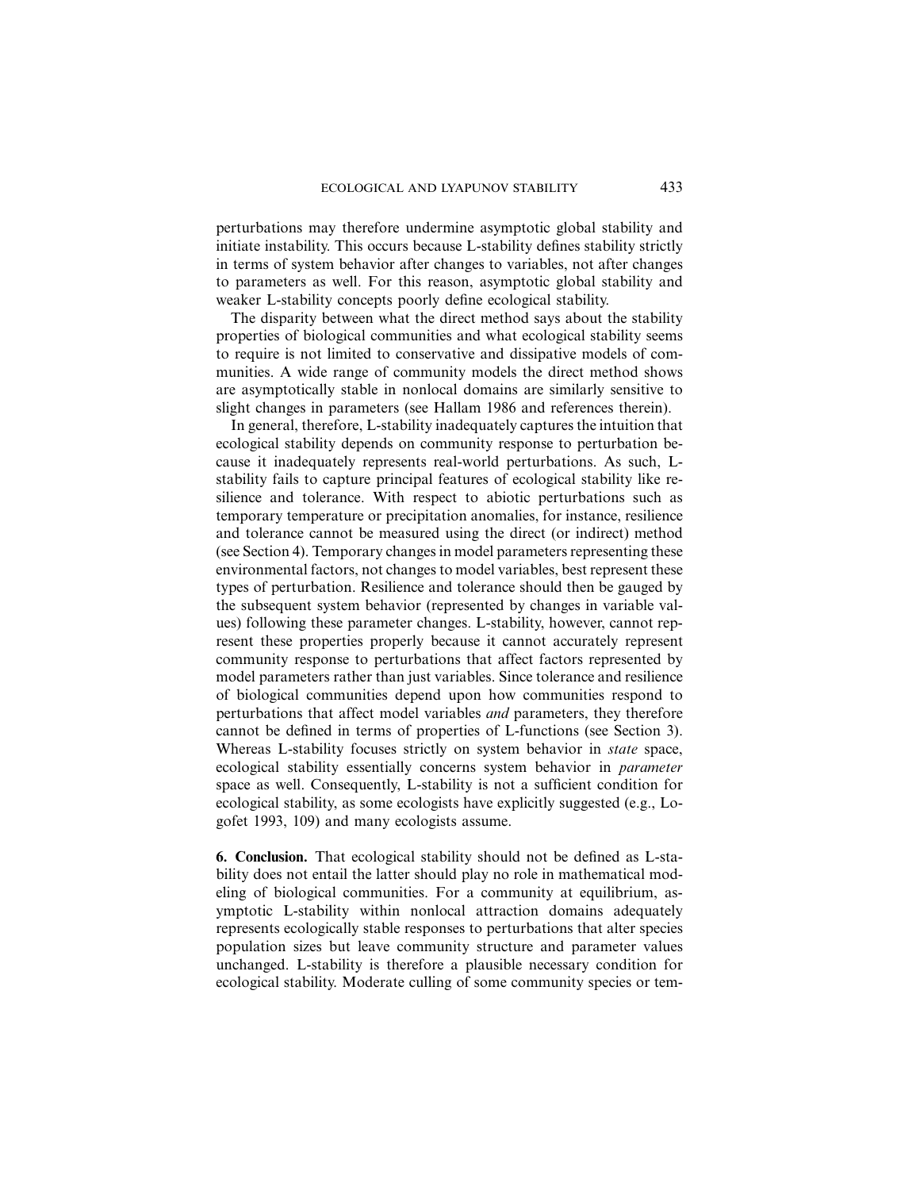perturbations may therefore undermine asymptotic global stability and initiate instability. This occurs because L-stability defines stability strictly in terms of system behavior after changes to variables, not after changes to parameters as well. For this reason, asymptotic global stability and weaker L-stability concepts poorly define ecological stability.

The disparity between what the direct method says about the stability properties of biological communities and what ecological stability seems to require is not limited to conservative and dissipative models of communities. A wide range of community models the direct method shows are asymptotically stable in nonlocal domains are similarly sensitive to slight changes in parameters (see Hallam 1986 and references therein).

In general, therefore, L-stability inadequately captures the intuition that ecological stability depends on community response to perturbation because it inadequately represents real-world perturbations. As such, L-stability fails to capture principal features of ecological stability like resilience and tolerance. With respect to abiotic perturbations such as temporary temperature or precipitation anomalies, for instance, resilience and tolerance cannot be measured using the direct (or indirect) method (see Section 4). Temporary changes in model parameters representing these environmental factors, not changes to model variables, best represent these types of perturbation. Resilience and tolerance should then be gauged by the subsequent system behavior (represented by changes in variable values) following these parameter changes. L-stability, however, cannot represent these properties properly because it cannot accurately represent community response to perturbations that affect factors represented by model parameters rather than just variables. Since tolerance and resilience of biological communities depend upon how communities respond to perturbations that affect model variables *and* parameters, they therefore cannot be defined in terms of properties of L-functions (see Section 3). Whereas L-stability focuses strictly on system behavior in *state* space, ecological stability essentially concerns system behavior in *parameter* space as well. Consequently, L-stability is not a sufficient condition for ecological stability, as some ecologists have explicitly suggested (e.g., Logofet 1993, 109) and many ecologists assume.

**6. Conclusion.** That ecological stability should not be defined as L-stability does not entail the latter should play no role in mathematical modeling of biological communities. For a community at equilibrium, asymptotic L-stability within nonlocal attraction domains adequately represents ecologically stable responses to perturbations that alter species population sizes but leave community structure and parameter values unchanged. L-stability is therefore a plausible necessary condition for ecological stability. Moderate culling of some community species or tem-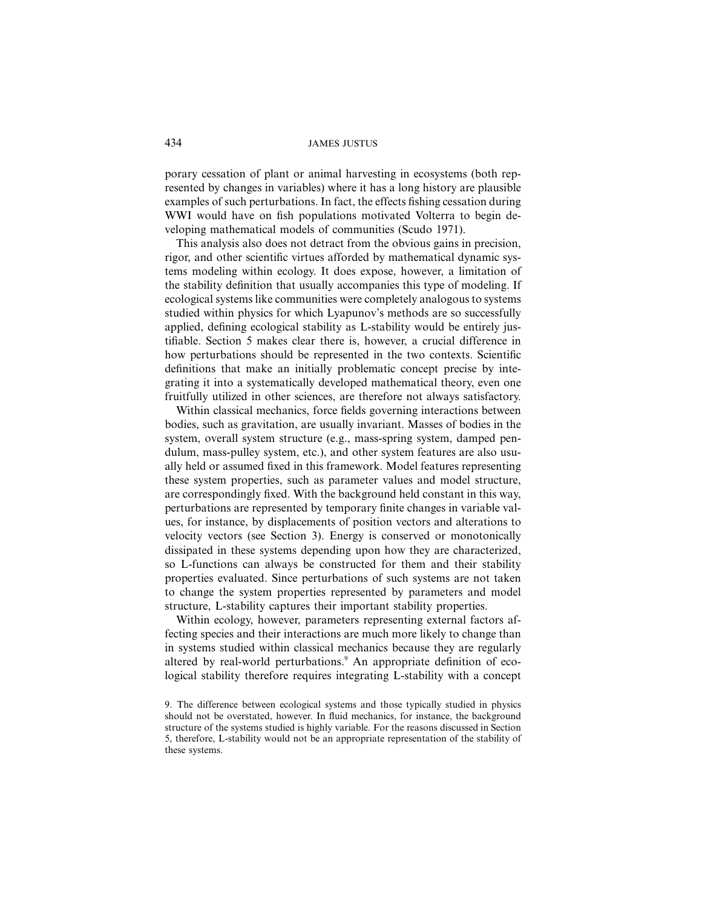porary cessation of plant or animal harvesting in ecosystems (both represented by changes in variables) where it has a long history are plausible examples of such perturbations. In fact, the effects fishing cessation during WWI would have on fish populations motivated Volterra to begin developing mathematical models of communities (Scudo 1971).

This analysis also does not detract from the obvious gains in precision, rigor, and other scientific virtues afforded by mathematical dynamic systems modeling within ecology. It does expose, however, a limitation of the stability definition that usually accompanies this type of modeling. If ecological systems like communities were completely analogous to systems studied within physics for which Lyapunov's methods are so successfully applied, defining ecological stability as L-stability would be entirely justifiable. Section 5 makes clear there is, however, a crucial difference in how perturbations should be represented in the two contexts. Scientific definitions that make an initially problematic concept precise by integrating it into a systematically developed mathematical theory, even one fruitfully utilized in other sciences, are therefore not always satisfactory.

Within classical mechanics, force fields governing interactions between bodies, such as gravitation, are usually invariant. Masses of bodies in the system, overall system structure (e.g., mass-spring system, damped pendulum, mass-pulley system, etc.), and other system features are also usually held or assumed fixed in this framework. Model features representing these system properties, such as parameter values and model structure, are correspondingly fixed. With the background held constant in this way, perturbations are represented by temporary finite changes in variable values, for instance, by displacements of position vectors and alterations to velocity vectors (see Section 3). Energy is conserved or monotonically dissipated in these systems depending upon how they are characterized, so L-functions can always be constructed for them and their stability properties evaluated. Since perturbations of such systems are not taken to change the system properties represented by parameters and model structure, L-stability captures their important stability properties.

Within ecology, however, parameters representing external factors affecting species and their interactions are much more likely to change than in systems studied within classical mechanics because they are regularly altered by real-world perturbations.[9] An appropriate definition of ecological stability therefore requires integrating L-stability with a concept

9. The difference between ecological systems and those typically studied in physics should not be overstated, however. In fluid mechanics, for instance, the background structure of the systems studied is highly variable. For the reasons discussed in Section 5, therefore, L-stability would not be an appropriate representation of the stability of these systems.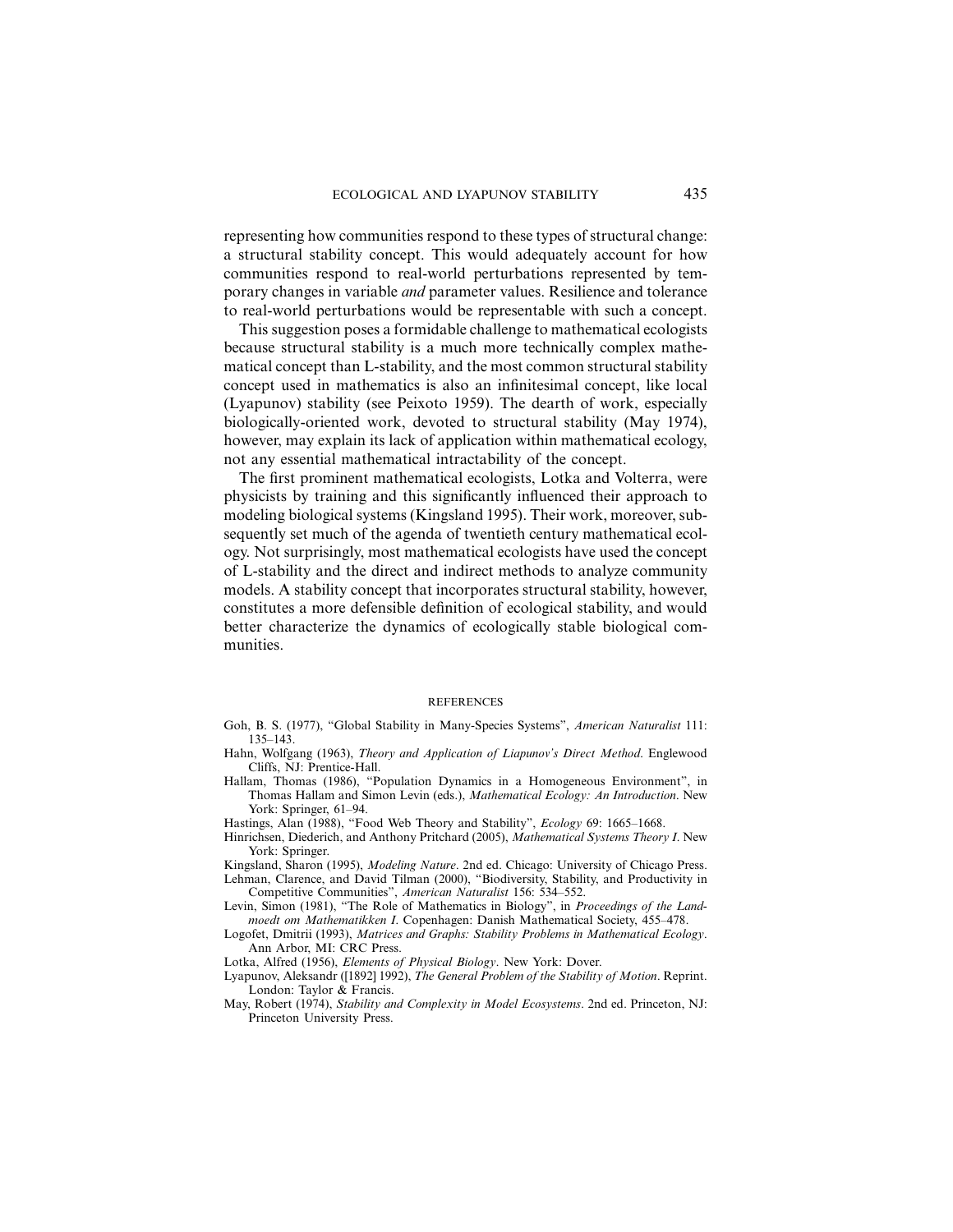representing how communities respond to these types of structural change: a structural stability concept. This would adequately account for how communities respond to real-world perturbations represented by temporary changes in variable *and* parameter values. Resilience and tolerance to real-world perturbations would be representable with such a concept.

This suggestion poses a formidable challenge to mathematical ecologists because structural stability is a much more technically complex mathematical concept than L-stability, and the most common structural stability concept used in mathematics is also an infinitesimal concept, like local (Lyapunov) stability (see Peixoto 1959). The dearth of work, especially biologically-oriented work, devoted to structural stability (May 1974), however, may explain its lack of application within mathematical ecology, not any essential mathematical intractability of the concept.

The first prominent mathematical ecologists, Lotka and Volterra, were physicists by training and this significantly influenced their approach to modeling biological systems (Kingsland 1995). Their work, moreover, subsequently set much of the agenda of twentieth century mathematical ecology. Not surprisingly, most mathematical ecologists have used the concept of L-stability and the direct and indirect methods to analyze community models. A stability concept that incorporates structural stability, however, constitutes a more defensible definition of ecological stability, and would better characterize the dynamics of ecologically stable biological communities.

## REFERENCES

Goh, B. S. (1977), "Global Stability in Many-Species Systems", *American Naturalist* 111: 135–143.

Hahn, Wolfgang (1963), *Theory and Application of Liapunov's Direct Method*. Englewood Cliffs, NJ: Prentice-Hall.

Hallam, Thomas (1986), "Population Dynamics in a Homogeneous Environment", in Thomas Hallam and Simon Levin (eds.), *Mathematical Ecology: An Introduction*. New York: Springer, 61–94.

Hastings, Alan (1988), "Food Web Theory and Stability", *Ecology* 69: 1665–1668.

Hinrichsen, Diederich, and Anthony Pritchard (2005), *Mathematical Systems Theory I*. New York: Springer.

Kingsland, Sharon (1995), *Modeling Nature*. 2nd ed. Chicago: University of Chicago Press.

Lehman, Clarence, and David Tilman (2000), "Biodiversity, Stability, and Productivity in Competitive Communities", *American Naturalist* 156: 534–552.

Levin, Simon (1981), "The Role of Mathematics in Biology", in *Proceedings of the Landmoedt om Mathematikken I*. Copenhagen: Danish Mathematical Society, 455–478.

Logofet, Dmitrii (1993), *Matrices and Graphs: Stability Problems in Mathematical Ecology*. Ann Arbor, MI: CRC Press.

Lotka, Alfred (1956), *Elements of Physical Biology*. New York: Dover.

Lyapunov, Aleksandr ([1892] 1992), *The General Problem of the Stability of Motion*. Reprint. London: Taylor & Francis.

May, Robert (1974), *Stability and Complexity in Model Ecosystems*. 2nd ed. Princeton, NJ: Princeton University Press.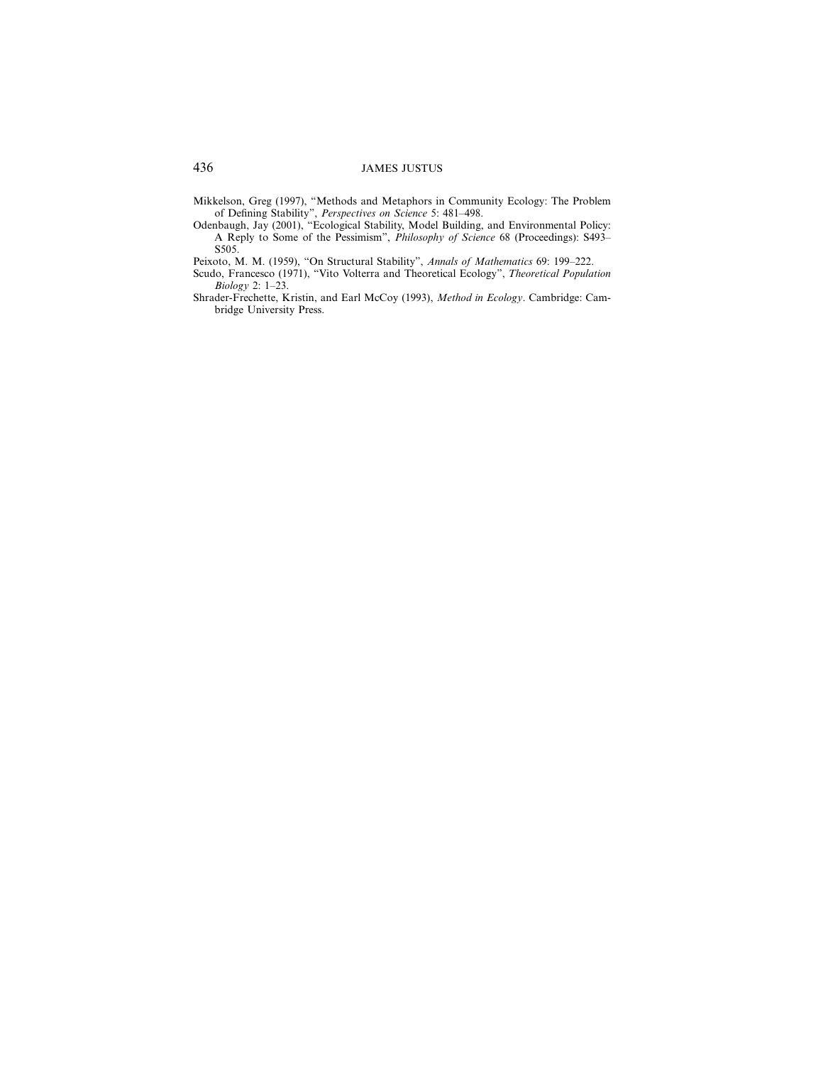Mikkelson, Greg (1997), "Methods and Metaphors in Community Ecology: The Problem of Defining Stability", *Perspectives on Science* 5: 481–498.

Odenbaugh, Jay (2001), "Ecological Stability, Model Building, and Environmental Policy: A Reply to Some of the Pessimism", *Philosophy of Science* 68 (Proceedings): S493–S505.

Peixoto, M. M. (1959), "On Structural Stability", *Annals of Mathematics* 69: 199–222.

Scudo, Francesco (1971), "Vito Volterra and Theoretical Ecology", *Theoretical Population Biology* 2: 1–23.

Shrader-Frechette, Kristin, and Earl McCoy (1993), *Method in Ecology*. Cambridge: Cambridge University Press.